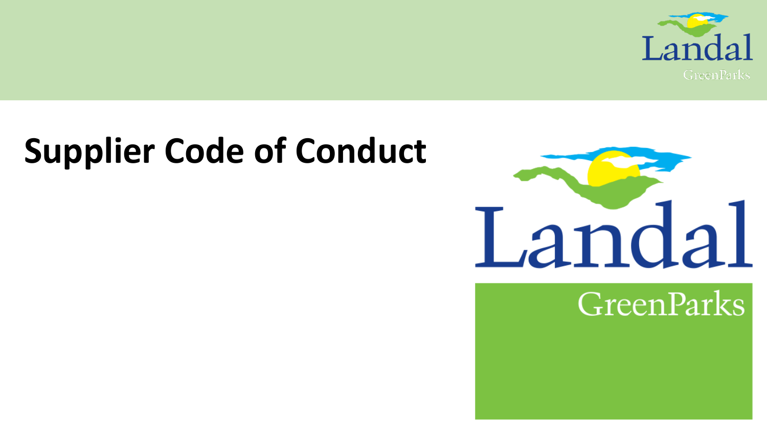# Supplier Code of Conduct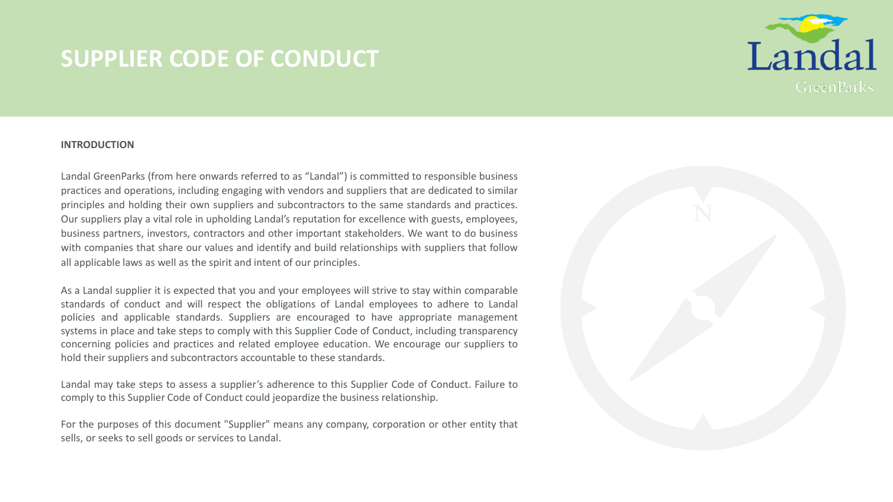# SUPPLIER CODE OF CONDUCT

## INTRODUCTION

Landal GreenParks (from here onwards referred to as "Landal") is committed to responsible business practices and operations, including engaging with vendors and suppliers that are dedicated to similar principles and holding their own suppliers and subcontractors to the same standards and practices. Our suppliers play a vital role in upholding Landal's reputation for excellence with guests, employees, business partners, investors, contractors and other important stakeholders. We want to do business with companies that share our values and identify and build relationships with suppliers that follow all applicable laws as well as the spirit and intent of our principles.

As a Landal supplier it is expected that you and your employees will strive to stay within comparable standards of conduct and will respect the obligations of Landal employees to adhere to Landal policies and applicable standards. Suppliers are encouraged to have appropriate management systems in place and take steps to comply with this Supplier Code of Conduct, including transparency concerning policies and practices and related employee education. We encourage our suppliers to hold their suppliers and subcontractors accountable to these standards.

Landal may take steps to assess a supplier's adherence to this Supplier Code of Conduct. Failure to comply to this Supplier Code of Conduct could jeopardize the business relationship.

For the purposes of this document "Supplier" means any company, corporation or other entity that sells, or seeks to sell goods or services to Landal.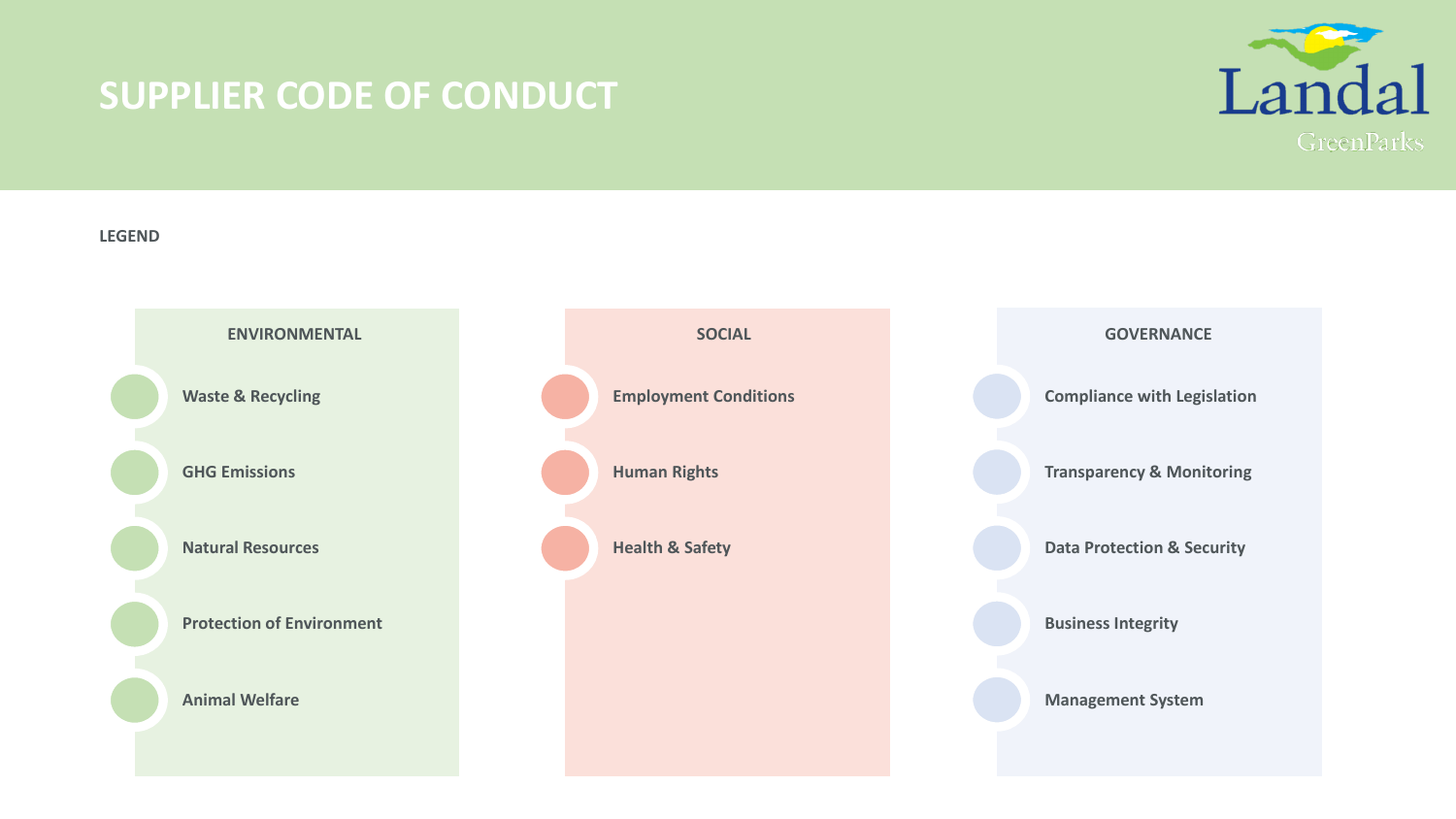# SUPPLIER CODE OF CONDUCT

**LEGEND**

## ENVIRONMENTAL

- Waste & Recycling
- GHG Emissions
- Natural Resources
- Protection of Environment
- Animal Welfare

## SOCIAL

- Employment Conditions
- Human Rights
- Health & Safety

## GOVERNANCE

- Compliance with Legislation
- Transparency & Monitoring
- Data Protection & Security
- Business Integrity
- Management System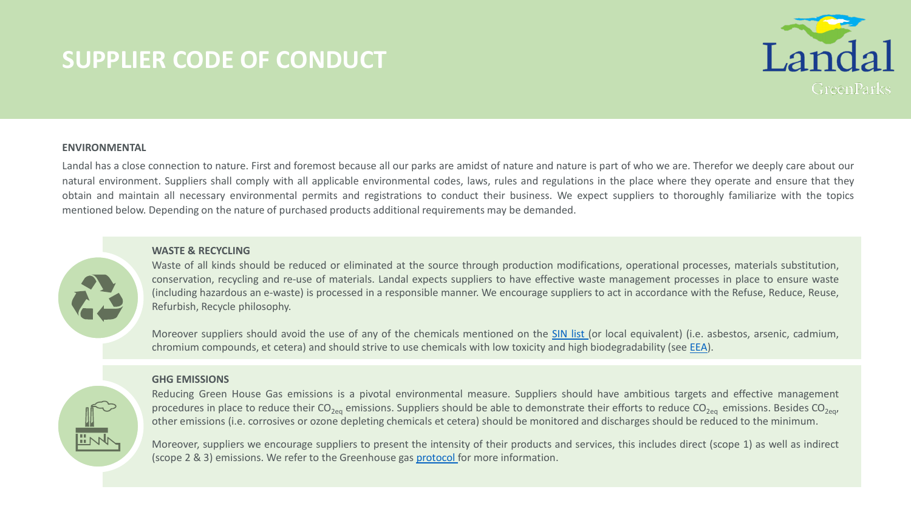# SUPPLIER CODE OF CONDUCT

## ENVIRONMENTAL

Landal has a close connection to nature. First and foremost because all our parks are amidst of nature and nature is part of who we are. Therefor we deeply care about our natural environment. Suppliers shall comply with all applicable environmental codes, laws, rules and regulations in the place where they operate and ensure that they obtain and maintain all necessary environmental permits and registrations to conduct their business. We expect suppliers to thoroughly familiarize with the topics mentioned below. Depending on the nature of purchased products additional requirements may be demanded.

### WASTE & RECYCLING

Waste of all kinds should be reduced or eliminated at the source through production modifications, operational processes, materials substitution, conservation, recycling and re-use of materials. Landal expects suppliers to have effective waste management processes in place to ensure waste (including hazardous an e-waste) is processed in a responsible manner. We encourage suppliers to act in accordance with the Refuse, Reduce, Reuse, Refurbish, Recycle philosophy.

Moreover suppliers should avoid the use of any of the chemicals mentioned on the SIN list (or local equivalent) (i.e. asbestos, arsenic, cadmium, chromium compounds, et cetera) and should strive to use chemicals with low toxicity and high biodegradability (see EEA).

### GHG EMISSIONS

Reducing Green House Gas emissions is a pivotal environmental measure. Suppliers should have ambitious targets and effective management procedures in place to reduce their $CO_{2eq}$ emissions. Suppliers should be able to demonstrate their efforts to reduce $CO_{2eq}$ emissions. Besides $CO_{2eq}$, other emissions (i.e. corrosives or ozone depleting chemicals et cetera) should be monitored and discharges should be reduced to the minimum.

Moreover, suppliers we encourage suppliers to present the intensity of their products and services, this includes direct (scope 1) as well as indirect (scope 2 & 3) emissions. We refer to the Greenhouse gas protocol for more information.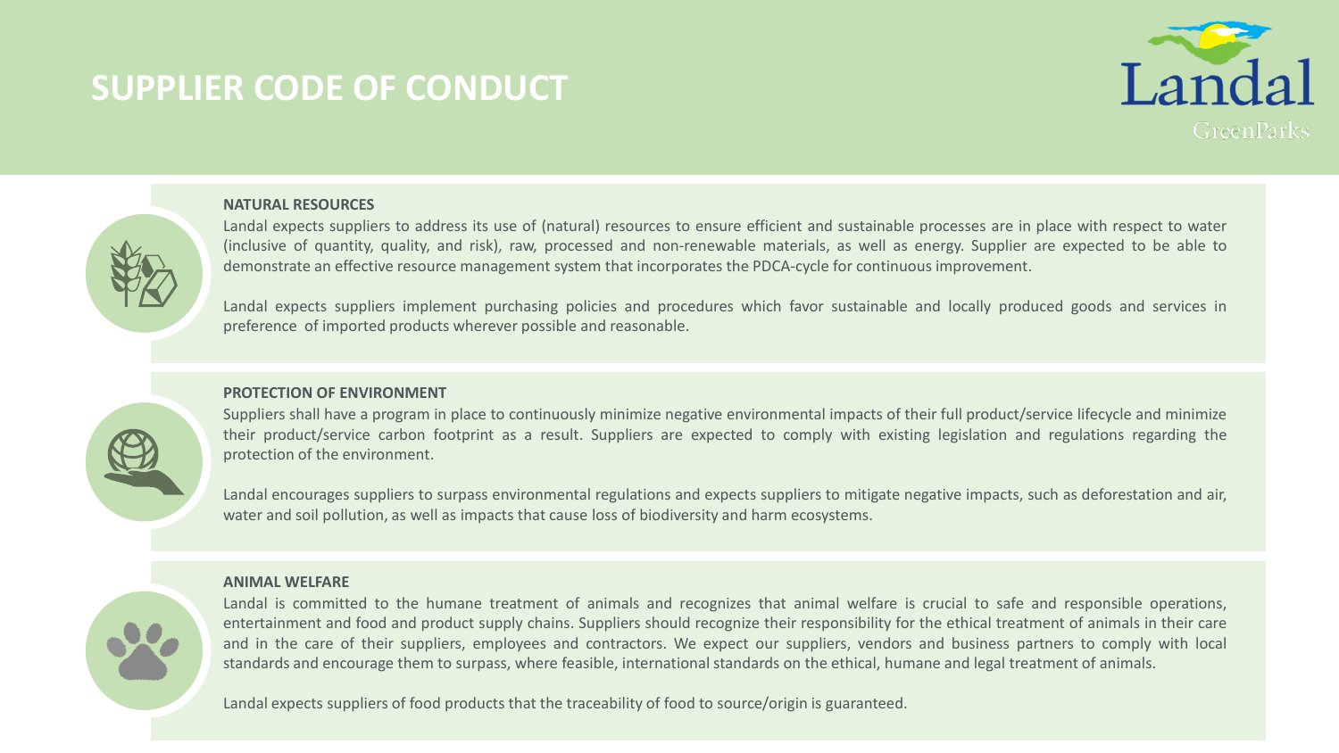# SUPPLIER CODE OF CONDUCT

### NATURAL RESOURCES

Landal expects suppliers to address its use of (natural) resources to ensure efficient and sustainable processes are in place with respect to water (inclusive of quantity, quality, and risk), raw, processed and non-renewable materials, as well as energy. Supplier are expected to be able to demonstrate an effective resource management system that incorporates the PDCA-cycle for continuous improvement.

Landal expects suppliers implement purchasing policies and procedures which favor sustainable and locally produced goods and services in preference of imported products wherever possible and reasonable.

### PROTECTION OF ENVIRONMENT

Suppliers shall have a program in place to continuously minimize negative environmental impacts of their full product/service lifecycle and minimize their product/service carbon footprint as a result. Suppliers are expected to comply with existing legislation and regulations regarding the protection of the environment.

Landal encourages suppliers to surpass environmental regulations and expects suppliers to mitigate negative impacts, such as deforestation and air, water and soil pollution, as well as impacts that cause loss of biodiversity and harm ecosystems.

### ANIMAL WELFARE

Landal is committed to the humane treatment of animals and recognizes that animal welfare is crucial to safe and responsible operations, entertainment and food and product supply chains. Suppliers should recognize their responsibility for the ethical treatment of animals in their care and in the care of their suppliers, employees and contractors. We expect our suppliers, vendors and business partners to comply with local standards and encourage them to surpass, where feasible, international standards on the ethical, humane and legal treatment of animals.

Landal expects suppliers of food products that the traceability of food to source/origin is guaranteed.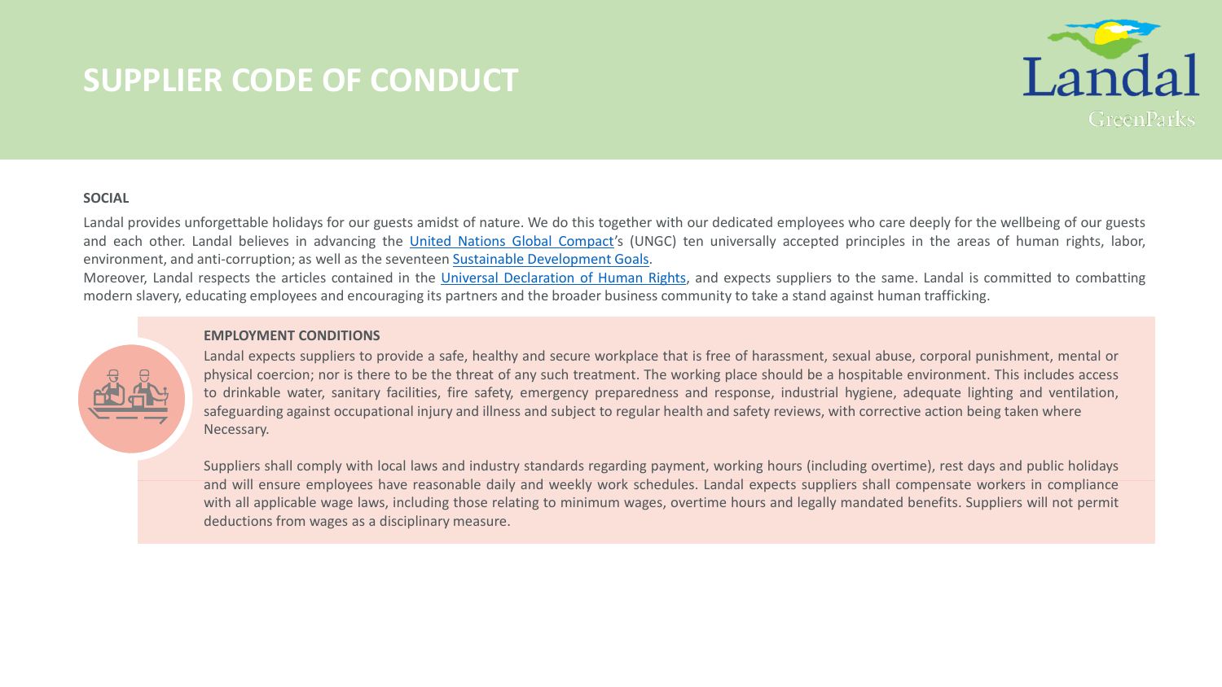# SUPPLIER CODE OF CONDUCT

**SOCIAL**

Landal provides unforgettable holidays for our guests amidst of nature. We do this together with our dedicated employees who care deeply for the wellbeing of our guests and each other. Landal believes in advancing the United Nations Global Compact's (UNGC) ten universally accepted principles in the areas of human rights, labor, environment, and anti-corruption; as well as the seventeen Sustainable Development Goals.

Moreover, Landal respects the articles contained in the Universal Declaration of Human Rights, and expects suppliers to the same. Landal is committed to combatting modern slavery, educating employees and encouraging its partners and the broader business community to take a stand against human trafficking.

**EMPLOYMENT CONDITIONS**

Landal expects suppliers to provide a safe, healthy and secure workplace that is free of harassment, sexual abuse, corporal punishment, mental or physical coercion; nor is there to be the threat of any such treatment. The working place should be a hospitable environment. This includes access to drinkable water, sanitary facilities, fire safety, emergency preparedness and response, industrial hygiene, adequate lighting and ventilation, safeguarding against occupational injury and illness and subject to regular health and safety reviews, with corrective action being taken where Necessary.

Suppliers shall comply with local laws and industry standards regarding payment, working hours (including overtime), rest days and public holidays and will ensure employees have reasonable daily and weekly work schedules. Landal expects suppliers shall compensate workers in compliance with all applicable wage laws, including those relating to minimum wages, overtime hours and legally mandated benefits. Suppliers will not permit deductions from wages as a disciplinary measure.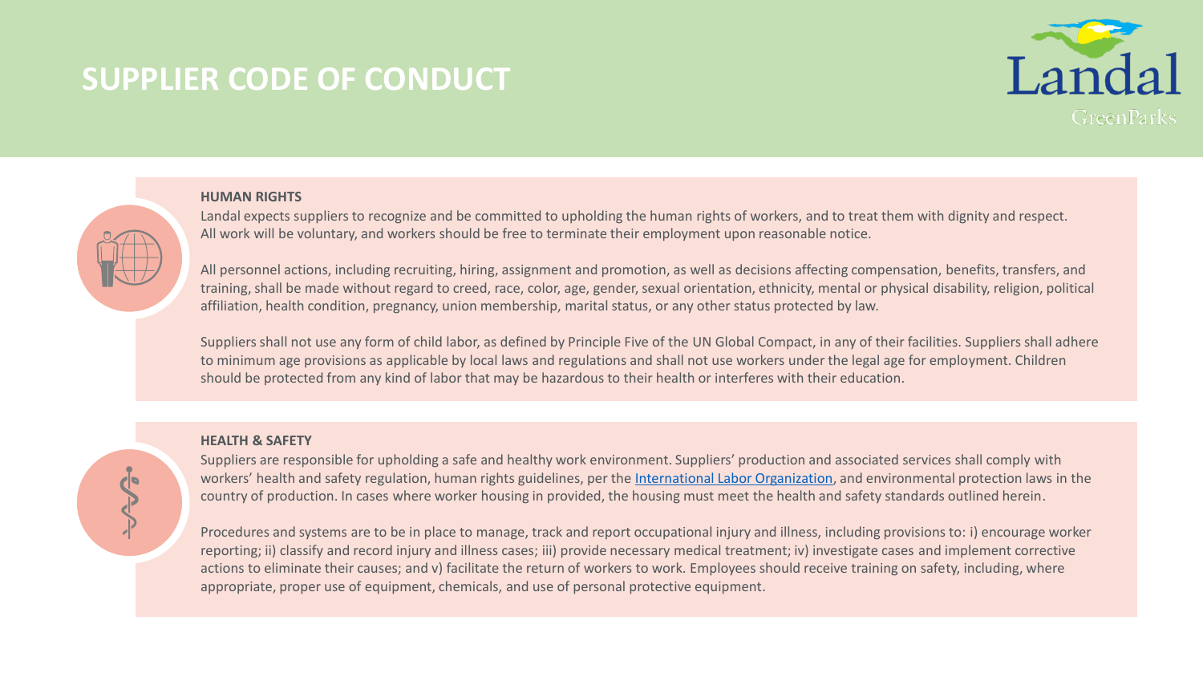# SUPPLIER CODE OF CONDUCT

### HUMAN RIGHTS

Landal expects suppliers to recognize and be committed to upholding the human rights of workers, and to treat them with dignity and respect. All work will be voluntary, and workers should be free to terminate their employment upon reasonable notice.

All personnel actions, including recruiting, hiring, assignment and promotion, as well as decisions affecting compensation, benefits, transfers, and training, shall be made without regard to creed, race, color, age, gender, sexual orientation, ethnicity, mental or physical disability, religion, political affiliation, health condition, pregnancy, union membership, marital status, or any other status protected by law.

Suppliers shall not use any form of child labor, as defined by Principle Five of the UN Global Compact, in any of their facilities. Suppliers shall adhere to minimum age provisions as applicable by local laws and regulations and shall not use workers under the legal age for employment. Children should be protected from any kind of labor that may be hazardous to their health or interferes with their education.

### HEALTH & SAFETY

Suppliers are responsible for upholding a safe and healthy work environment. Suppliers' production and associated services shall comply with workers' health and safety regulation, human rights guidelines, per the International Labor Organization, and environmental protection laws in the country of production. In cases where worker housing in provided, the housing must meet the health and safety standards outlined herein.

Procedures and systems are to be in place to manage, track and report occupational injury and illness, including provisions to: i) encourage worker reporting; ii) classify and record injury and illness cases; iii) provide necessary medical treatment; iv) investigate cases and implement corrective actions to eliminate their causes; and v) facilitate the return of workers to work. Employees should receive training on safety, including, where appropriate, proper use of equipment, chemicals, and use of personal protective equipment.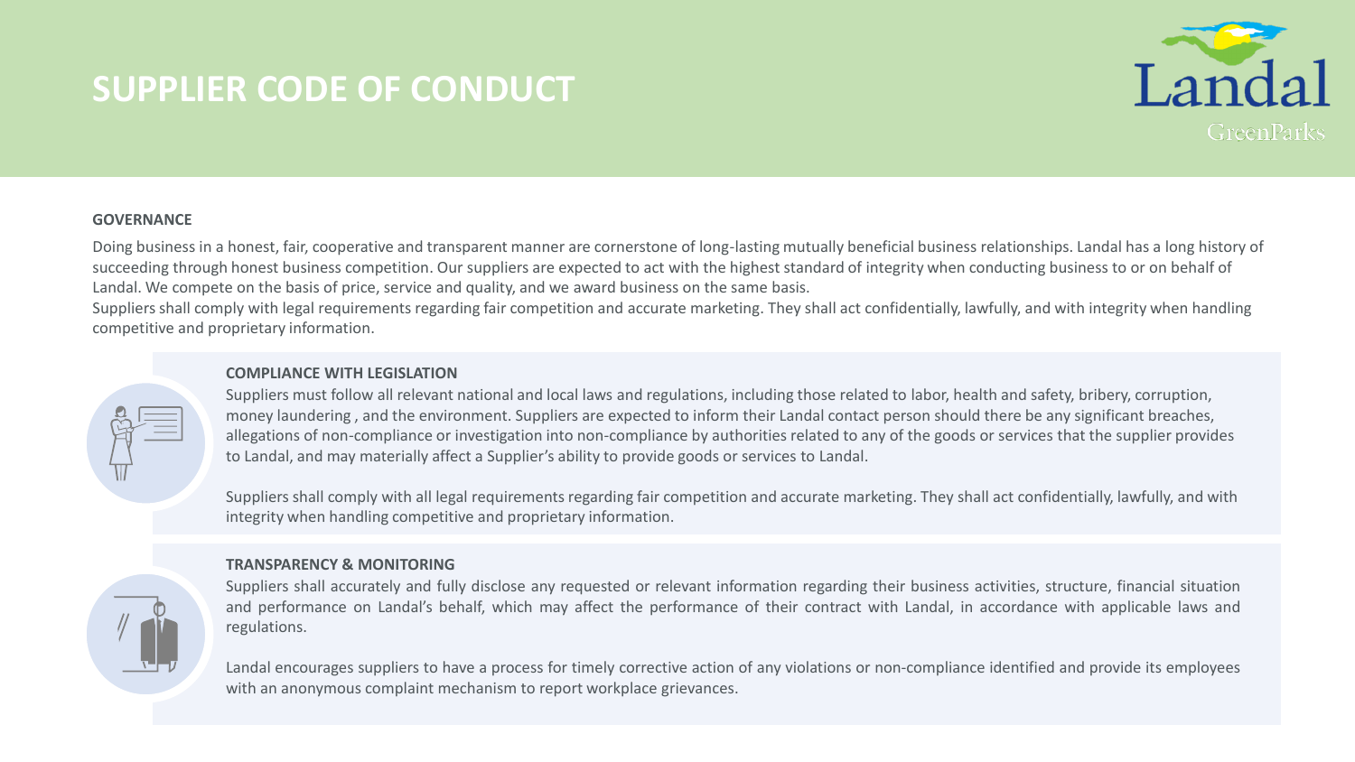# SUPPLIER CODE OF CONDUCT

## GOVERNANCE

Doing business in a honest, fair, cooperative and transparent manner are cornerstone of long-lasting mutually beneficial business relationships. Landal has a long history of succeeding through honest business competition. Our suppliers are expected to act with the highest standard of integrity when conducting business to or on behalf of Landal. We compete on the basis of price, service and quality, and we award business on the same basis.

Suppliers shall comply with legal requirements regarding fair competition and accurate marketing. They shall act confidentially, lawfully, and with integrity when handling competitive and proprietary information.

### COMPLIANCE WITH LEGISLATION

Suppliers must follow all relevant national and local laws and regulations, including those related to labor, health and safety, bribery, corruption, money laundering , and the environment. Suppliers are expected to inform their Landal contact person should there be any significant breaches, allegations of non-compliance or investigation into non-compliance by authorities related to any of the goods or services that the supplier provides to Landal, and may materially affect a Supplier's ability to provide goods or services to Landal.

Suppliers shall comply with all legal requirements regarding fair competition and accurate marketing. They shall act confidentially, lawfully, and with integrity when handling competitive and proprietary information.

### TRANSPARENCY & MONITORING

Suppliers shall accurately and fully disclose any requested or relevant information regarding their business activities, structure, financial situation and performance on Landal's behalf, which may affect the performance of their contract with Landal, in accordance with applicable laws and regulations.

Landal encourages suppliers to have a process for timely corrective action of any violations or non-compliance identified and provide its employees with an anonymous complaint mechanism to report workplace grievances.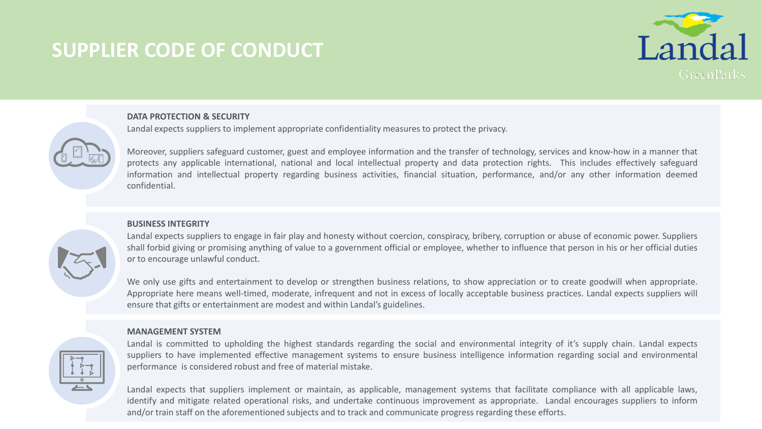# SUPPLIER CODE OF CONDUCT

### DATA PROTECTION & SECURITY

Landal expects suppliers to implement appropriate confidentiality measures to protect the privacy.

Moreover, suppliers safeguard customer, guest and employee information and the transfer of technology, services and know-how in a manner that protects any applicable international, national and local intellectual property and data protection rights. This includes effectively safeguard information and intellectual property regarding business activities, financial situation, performance, and/or any other information deemed confidential.

### BUSINESS INTEGRITY

Landal expects suppliers to engage in fair play and honesty without coercion, conspiracy, bribery, corruption or abuse of economic power. Suppliers shall forbid giving or promising anything of value to a government official or employee, whether to influence that person in his or her official duties or to encourage unlawful conduct.

We only use gifts and entertainment to develop or strengthen business relations, to show appreciation or to create goodwill when appropriate. Appropriate here means well-timed, moderate, infrequent and not in excess of locally acceptable business practices. Landal expects suppliers will ensure that gifts or entertainment are modest and within Landal's guidelines.

### MANAGEMENT SYSTEM

Landal is committed to upholding the highest standards regarding the social and environmental integrity of it's supply chain. Landal expects suppliers to have implemented effective management systems to ensure business intelligence information regarding social and environmental performance is considered robust and free of material mistake.

Landal expects that suppliers implement or maintain, as applicable, management systems that facilitate compliance with all applicable laws, identify and mitigate related operational risks, and undertake continuous improvement as appropriate. Landal encourages suppliers to inform and/or train staff on the aforementioned subjects and to track and communicate progress regarding these efforts.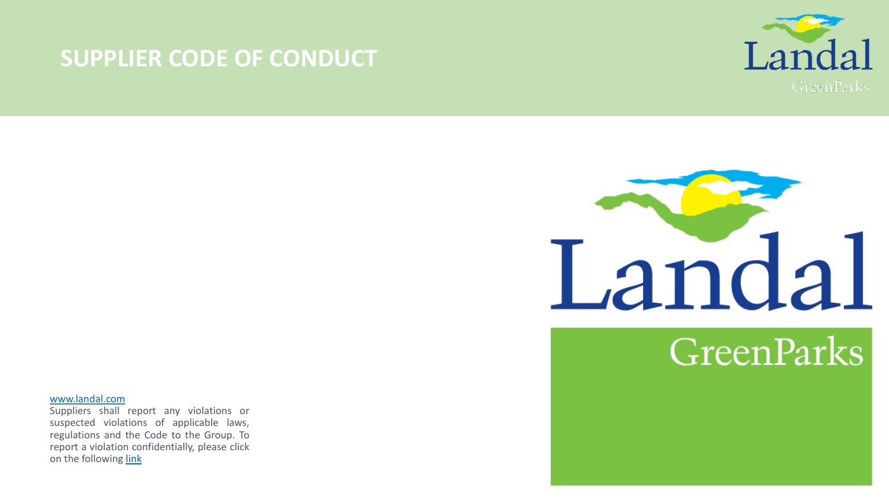# SUPPLIER CODE OF CONDUCT

[www.landal.com](www.landal.com)

Suppliers shall report any violations or suspected violations of applicable laws, regulations and the Code to the Group. To report a violation confidentially, please click on the following link